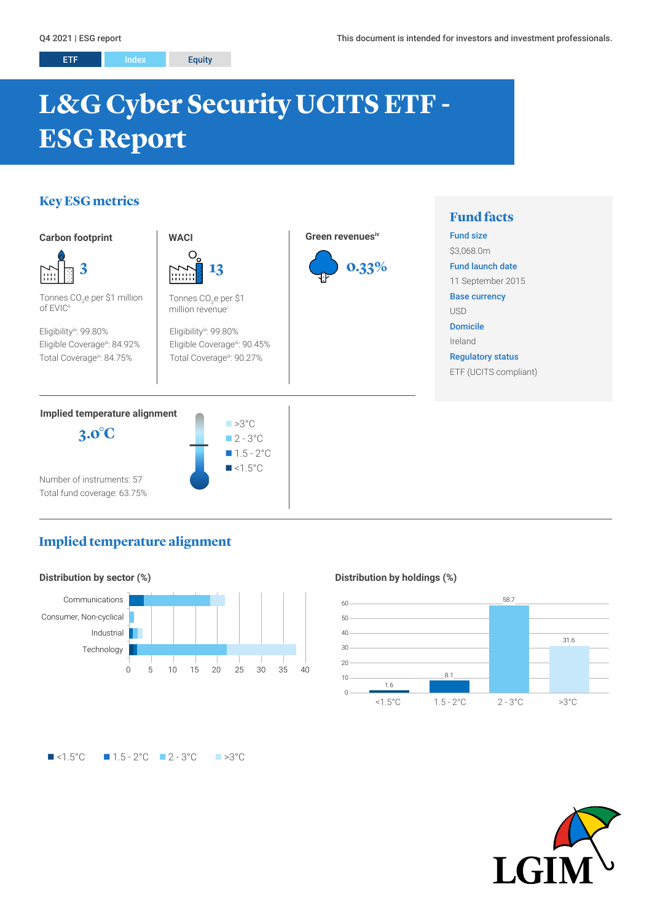Q4 2021 | ESG report

This document is intended for investors and investment professionals.

ETF | Index | Equity

# L&G Cyber Security UCITS ETF - ESG Report

## Key ESG metrics

### Carbon footprint

**3**

Tonnes $CO_2$e per $1 million of EVIC[i]

Eligibility[iii]: 99.80%
Eligible Coverage[iii]: 84.92%
Total Coverage[iii]: 84.75%

### WACI

**13**

Tonnes $CO_2$e per $1 million revenue[i]

Eligibility[iii]: 99.80%
Eligible Coverage[iii]: 90.45%
Total Coverage[iii]: 90.27%

### Green revenues[iv]

**0.33%**

### Implied temperature alignment

**3.0°C**

- >3°C
- 2 - 3°C
- 1.5 - 2°C
- <1.5°C

Number of instruments: 57
Total fund coverage: 63.75%

## Fund facts

**Fund size**
$3,068.0m

**Fund launch date**
11 September 2015

**Base currency**
USD

**Domicile**
Ireland

**Regulatory status**
ETF (UCITS compliant)

## Implied temperature alignment

### Distribution by sector (%)

| Sector |
|---|
| Communications |
| Consumer, Non-cyclical |
| Industrial |
| Technology |

### Distribution by holdings (%)

| Temperature | % |
|---|---|
| <1.5°C | 1.6 |
| 1.5 - 2°C | 8.1 |
| 2 - 3°C | 58.7 |
| >3°C | 31.6 |

<1.5°C | 1.5 - 2°C | 2 - 3°C | >3°C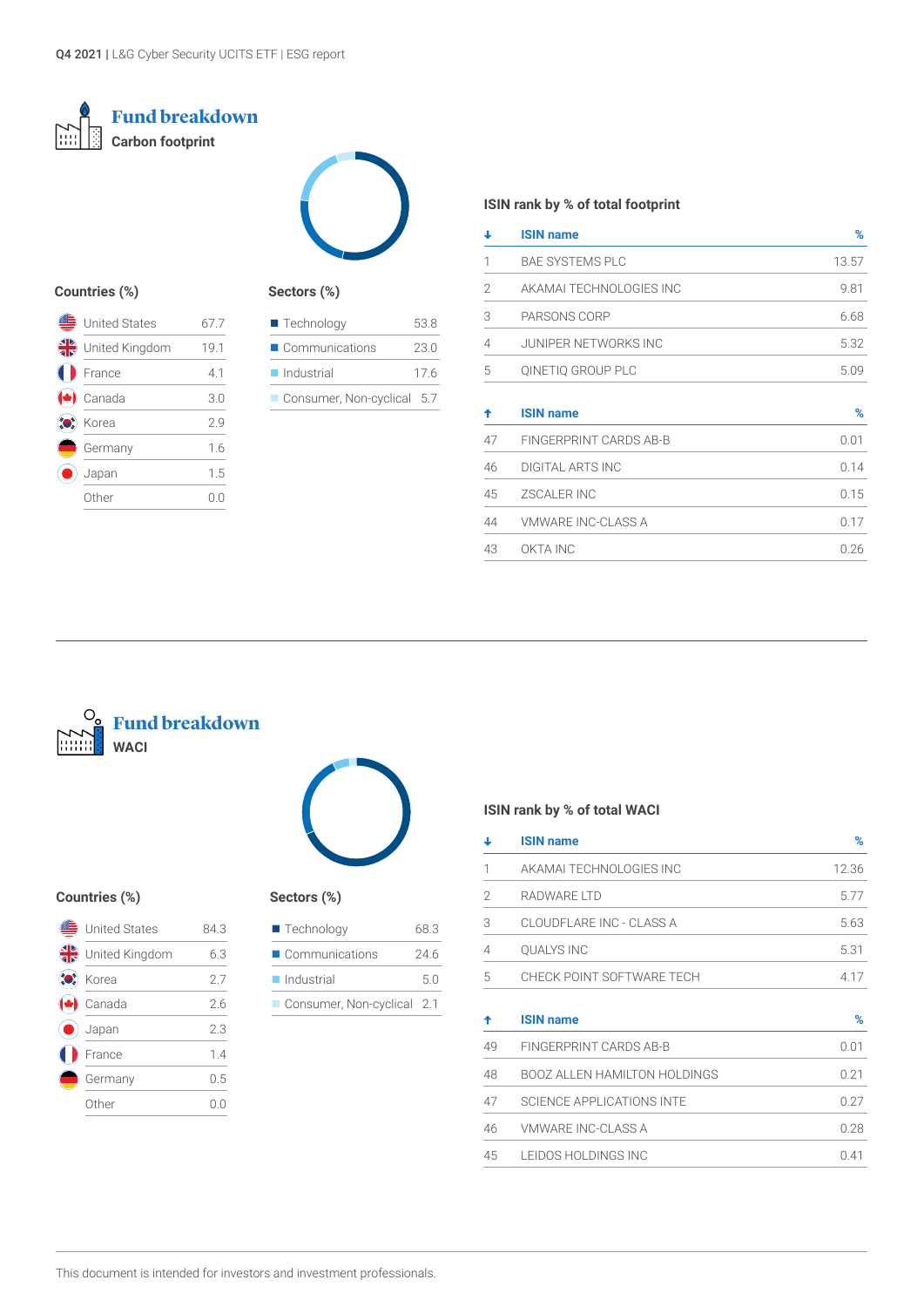## Fund breakdown

### Carbon footprint

**Countries (%)**

| Country | % |
|---|---|
| United States | 67.7 |
| United Kingdom | 19.1 |
| France | 4.1 |
| Canada | 3.0 |
| Korea | 2.9 |
| Germany | 1.6 |
| Japan | 1.5 |
| Other | 0.0 |

**Sectors (%)**

| Sector | % |
|---|---|
| Technology | 53.8 |
| Communications | 23.0 |
| Industrial | 17.6 |
| Consumer, Non-cyclical | 5.7 |

**ISIN rank by % of total footprint**

| ↓ | ISIN name | % |
|---|---|---|
| 1 | BAE SYSTEMS PLC | 13.57 |
| 2 | AKAMAI TECHNOLOGIES INC | 9.81 |
| 3 | PARSONS CORP | 6.68 |
| 4 | JUNIPER NETWORKS INC | 5.32 |
| 5 | QINETIQ GROUP PLC | 5.09 |

| ↑ | ISIN name | % |
|---|---|---|
| 47 | FINGERPRINT CARDS AB-B | 0.01 |
| 46 | DIGITAL ARTS INC | 0.14 |
| 45 | ZSCALER INC | 0.15 |
| 44 | VMWARE INC-CLASS A | 0.17 |
| 43 | OKTA INC | 0.26 |

## Fund breakdown

### WACI

**Countries (%)**

| Country | % |
|---|---|
| United States | 84.3 |
| United Kingdom | 6.3 |
| Korea | 2.7 |
| Canada | 2.6 |
| Japan | 2.3 |
| France | 1.4 |
| Germany | 0.5 |
| Other | 0.0 |

**Sectors (%)**

| Sector | % |
|---|---|
| Technology | 68.3 |
| Communications | 24.6 |
| Industrial | 5.0 |
| Consumer, Non-cyclical | 2.1 |

**ISIN rank by % of total WACI**

| ↓ | ISIN name | % |
|---|---|---|
| 1 | AKAMAI TECHNOLOGIES INC | 12.36 |
| 2 | RADWARE LTD | 5.77 |
| 3 | CLOUDFLARE INC - CLASS A | 5.63 |
| 4 | QUALYS INC | 5.31 |
| 5 | CHECK POINT SOFTWARE TECH | 4.17 |

| ↑ | ISIN name | % |
|---|---|---|
| 49 | FINGERPRINT CARDS AB-B | 0.01 |
| 48 | BOOZ ALLEN HAMILTON HOLDINGS | 0.21 |
| 47 | SCIENCE APPLICATIONS INTE | 0.27 |
| 46 | VMWARE INC-CLASS A | 0.28 |
| 45 | LEIDOS HOLDINGS INC | 0.41 |

This document is intended for investors and investment professionals.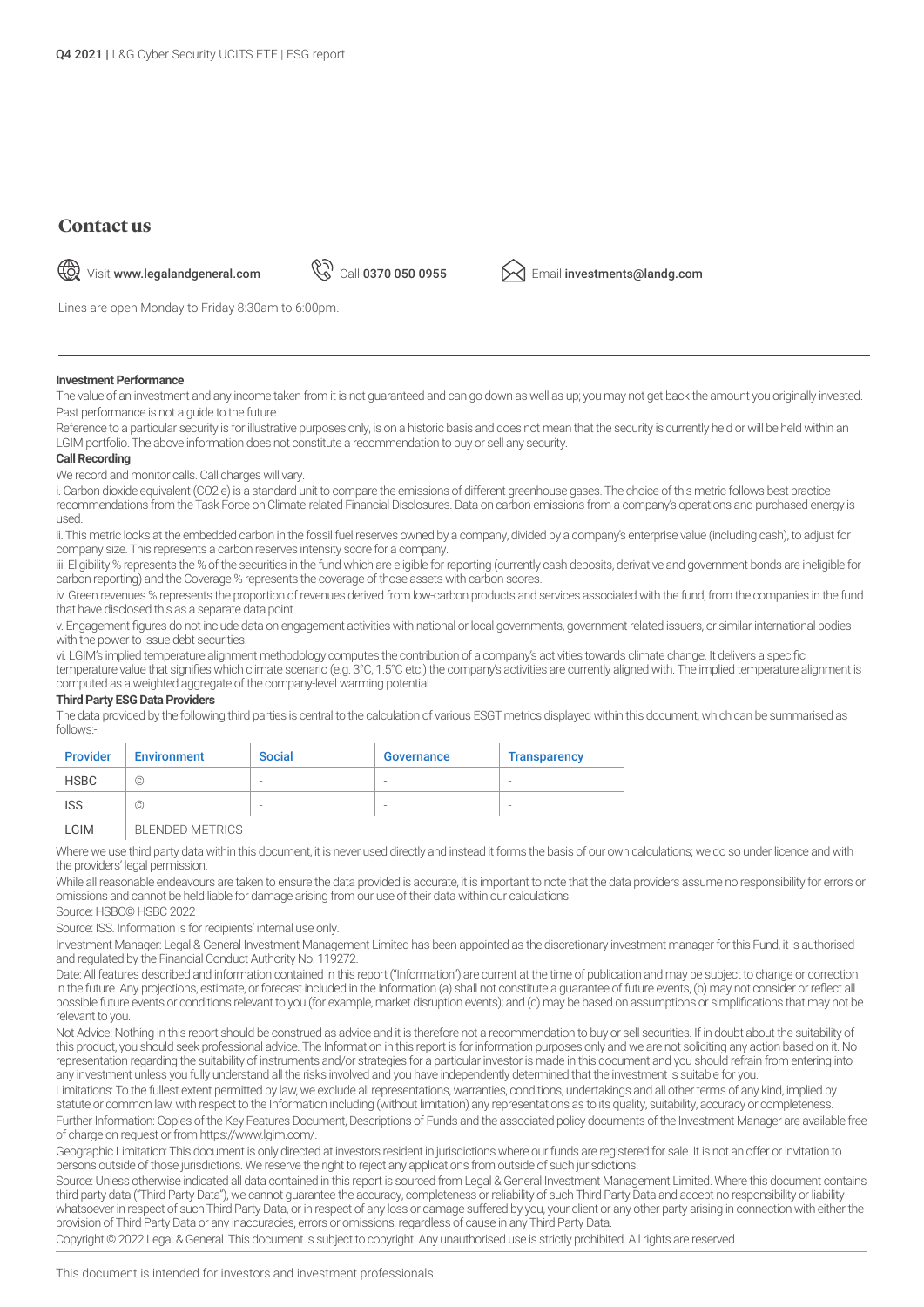## Contact us

Visit **www.legalandgeneral.com** Call **0370 050 0955** Email **investments@landg.com**

Lines are open Monday to Friday 8:30am to 6:00pm.

**Investment Performance**

The value of an investment and any income taken from it is not guaranteed and can go down as well as up; you may not get back the amount you originally invested. Past performance is not a guide to the future.

Reference to a particular security is for illustrative purposes only, is on a historic basis and does not mean that the security is currently held or will be held within an LGIM portfolio. The above information does not constitute a recommendation to buy or sell any security.

**Call Recording**

We record and monitor calls. Call charges will vary.

i. Carbon dioxide equivalent ($CO_2$ e) is a standard unit to compare the emissions of different greenhouse gases. The choice of this metric follows best practice recommendations from the Task Force on Climate-related Financial Disclosures. Data on carbon emissions from a company's operations and purchased energy is used.

ii. This metric looks at the embedded carbon in the fossil fuel reserves owned by a company, divided by a company's enterprise value (including cash), to adjust for company size. This represents a carbon reserves intensity score for a company.

iii. Eligibility % represents the % of the securities in the fund which are eligible for reporting (currently cash deposits, derivative and government bonds are ineligible for carbon reporting) and the Coverage % represents the coverage of those assets with carbon scores.

iv. Green revenues % represents the proportion of revenues derived from low-carbon products and services associated with the fund, from the companies in the fund that have disclosed this as a separate data point.

v. Engagement figures do not include data on engagement activities with national or local governments, government related issuers, or similar international bodies with the power to issue debt securities.

vi. LGIM's implied temperature alignment methodology computes the contribution of a company's activities towards climate change. It delivers a specific temperature value that signifies which climate scenario (e.g. 3°C, 1.5°C etc.) the company's activities are currently aligned with. The implied temperature alignment is computed as a weighted aggregate of the company-level warming potential.

**Third Party ESG Data Providers**

The data provided by the following third parties is central to the calculation of various ESGT metrics displayed within this document, which can be summarised as follows:-

| Provider | Environment | Social | Governance | Transparency |
|---|---|---|---|---|
| HSBC | © | - | - | - |
| ISS | © | - | - | - |
| LGIM | BLENDED METRICS | | | |

Where we use third party data within this document, it is never used directly and instead it forms the basis of our own calculations; we do so under licence and with the providers' legal permission.

While all reasonable endeavours are taken to ensure the data provided is accurate, it is important to note that the data providers assume no responsibility for errors or omissions and cannot be held liable for damage arising from our use of their data within our calculations.

Source: HSBC© HSBC 2022

Source: ISS. Information is for recipients' internal use only.

Investment Manager: Legal & General Investment Management Limited has been appointed as the discretionary investment manager for this Fund, it is authorised and regulated by the Financial Conduct Authority No. 119272.

Date: All features described and information contained in this report ("Information") are current at the time of publication and may be subject to change or correction in the future. Any projections, estimate, or forecast included in the Information (a) shall not constitute a guarantee of future events, (b) may not consider or reflect all possible future events or conditions relevant to you (for example, market disruption events); and (c) may be based on assumptions or simplifications that may not be relevant to you.

Not Advice: Nothing in this report should be construed as advice and it is therefore not a recommendation to buy or sell securities. If in doubt about the suitability of this product, you should seek professional advice. The Information in this report is for information purposes only and we are not soliciting any action based on it. No representation regarding the suitability of instruments and/or strategies for a particular investor is made in this document and you should refrain from entering into any investment unless you fully understand all the risks involved and you have independently determined that the investment is suitable for you.

Limitations: To the fullest extent permitted by law, we exclude all representations, warranties, conditions, undertakings and all other terms of any kind, implied by statute or common law, with respect to the Information including (without limitation) any representations as to its quality, suitability, accuracy or completeness.

Further Information: Copies of the Key Features Document, Descriptions of Funds and the associated policy documents of the Investment Manager are available free of charge on request or from https://www.lgim.com/.

Geographic Limitation: This document is only directed at investors resident in jurisdictions where our funds are registered for sale. It is not an offer or invitation to persons outside of those jurisdictions. We reserve the right to reject any applications from outside of such jurisdictions.

Source: Unless otherwise indicated all data contained in this report is sourced from Legal & General Investment Management Limited. Where this document contains third party data ("Third Party Data"), we cannot guarantee the accuracy, completeness or reliability of such Third Party Data and accept no responsibility or liability whatsoever in respect of such Third Party Data, or in respect of any loss or damage suffered by you, your client or any other party arising in connection with either the provision of Third Party Data or any inaccuracies, errors or omissions, regardless of cause in any Third Party Data.

Copyright © 2022 Legal & General. This document is subject to copyright. Any unauthorised use is strictly prohibited. All rights are reserved.

This document is intended for investors and investment professionals.